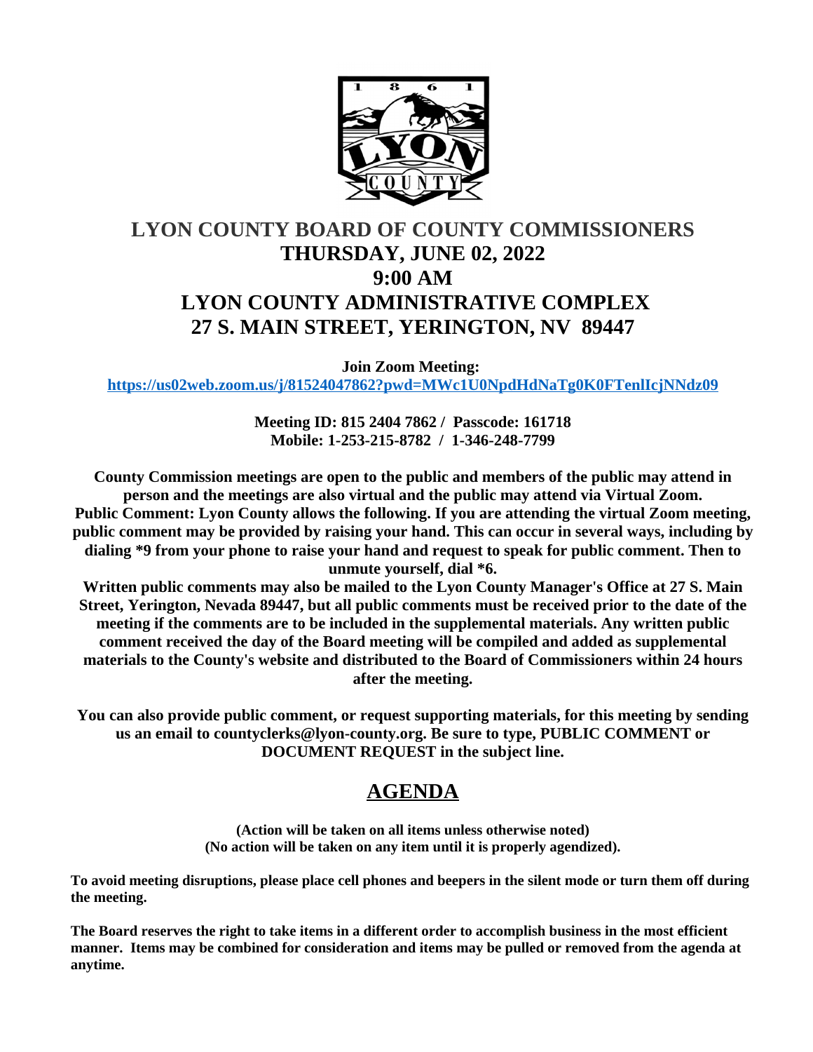# LYON COUNTY BOARD OF COUNTY COMMISSIONERS
## THURSDAY, JUNE 02, 2022
## 9:00 AM
## LYON COUNTY ADMINISTRATIVE COMPLEX
## 27 S. MAIN STREET, YERINGTON, NV 89447

**Join Zoom Meeting:**
**https://us02web.zoom.us/j/81524047862?pwd=MWc1U0NpdHdNaTg0K0FTenlIcjNNdz09**

**Meeting ID: 815 2404 7862 / Passcode: 161718**
**Mobile: 1-253-215-8782 / 1-346-248-7799**

**County Commission meetings are open to the public and members of the public may attend in person and the meetings are also virtual and the public may attend via Virtual Zoom. Public Comment: Lyon County allows the following. If you are attending the virtual Zoom meeting, public comment may be provided by raising your hand. This can occur in several ways, including by dialing *9 from your phone to raise your hand and request to speak for public comment. Then to unmute yourself, dial *6.**
**Written public comments may also be mailed to the Lyon County Manager's Office at 27 S. Main Street, Yerington, Nevada 89447, but all public comments must be received prior to the date of the meeting if the comments are to be included in the supplemental materials. Any written public comment received the day of the Board meeting will be compiled and added as supplemental materials to the County's website and distributed to the Board of Commissioners within 24 hours after the meeting.**

**You can also provide public comment, or request supporting materials, for this meeting by sending us an email to countyclerks@lyon-county.org. Be sure to type, PUBLIC COMMENT or DOCUMENT REQUEST in the subject line.**

## AGENDA

**(Action will be taken on all items unless otherwise noted)**
**(No action will be taken on any item until it is properly agendized).**

**To avoid meeting disruptions, please place cell phones and beepers in the silent mode or turn them off during the meeting.**

**The Board reserves the right to take items in a different order to accomplish business in the most efficient manner. Items may be combined for consideration and items may be pulled or removed from the agenda at anytime.**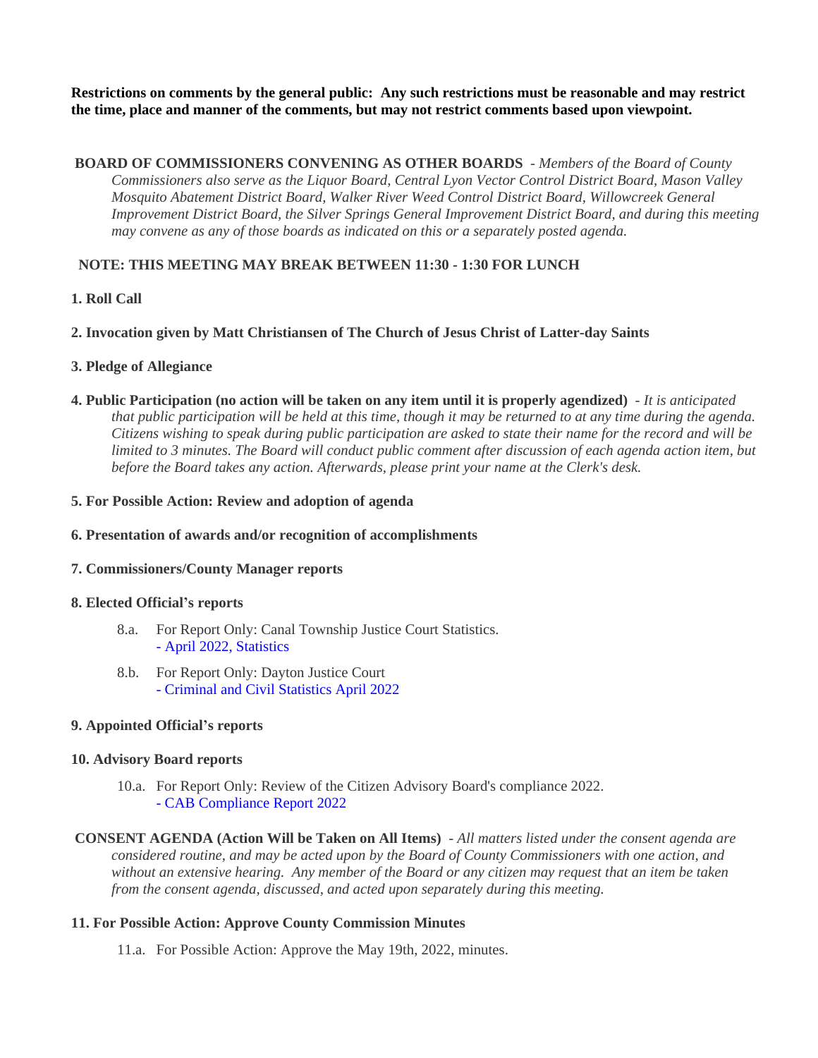**Restrictions on comments by the general public: Any such restrictions must be reasonable and may restrict the time, place and manner of the comments, but may not restrict comments based upon viewpoint.**

**BOARD OF COMMISSIONERS CONVENING AS OTHER BOARDS** - *Members of the Board of County Commissioners also serve as the Liquor Board, Central Lyon Vector Control District Board, Mason Valley Mosquito Abatement District Board, Walker River Weed Control District Board, Willowcreek General Improvement District Board, the Silver Springs General Improvement District Board, and during this meeting may convene as any of those boards as indicated on this or a separately posted agenda.*

**NOTE: THIS MEETING MAY BREAK BETWEEN 11:30 - 1:30 FOR LUNCH**

**1. Roll Call**

**2. Invocation given by Matt Christiansen of The Church of Jesus Christ of Latter-day Saints**

**3. Pledge of Allegiance**

**4. Public Participation (no action will be taken on any item until it is properly agendized)** - *It is anticipated that public participation will be held at this time, though it may be returned to at any time during the agenda. Citizens wishing to speak during public participation are asked to state their name for the record and will be limited to 3 minutes. The Board will conduct public comment after discussion of each agenda action item, but before the Board takes any action. Afterwards, please print your name at the Clerk's desk.*

**5. For Possible Action: Review and adoption of agenda**

**6. Presentation of awards and/or recognition of accomplishments**

**7. Commissioners/County Manager reports**

**8. Elected Official's reports**

8.a. For Report Only: Canal Township Justice Court Statistics.
- April 2022, Statistics

8.b. For Report Only: Dayton Justice Court
- Criminal and Civil Statistics April 2022

**9. Appointed Official's reports**

**10. Advisory Board reports**

10.a. For Report Only: Review of the Citizen Advisory Board's compliance 2022.
- CAB Compliance Report 2022

**CONSENT AGENDA (Action Will be Taken on All Items)** - *All matters listed under the consent agenda are considered routine, and may be acted upon by the Board of County Commissioners with one action, and without an extensive hearing. Any member of the Board or any citizen may request that an item be taken from the consent agenda, discussed, and acted upon separately during this meeting.*

**11. For Possible Action: Approve County Commission Minutes**

11.a. For Possible Action: Approve the May 19th, 2022, minutes.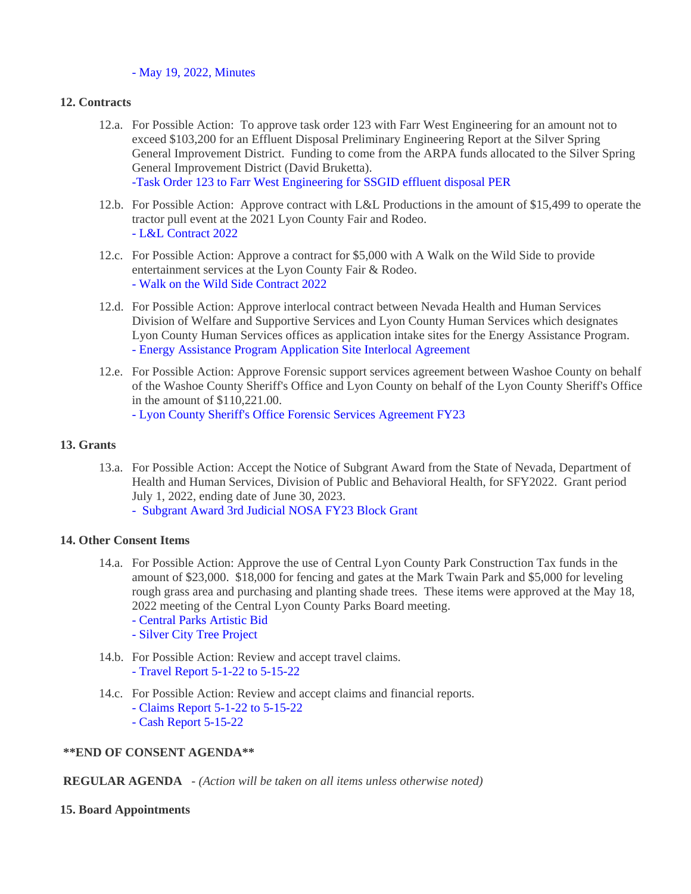- May 19, 2022, Minutes

**12. Contracts**

12.a. For Possible Action: To approve task order 123 with Farr West Engineering for an amount not to exceed $103,200 for an Effluent Disposal Preliminary Engineering Report at the Silver Spring General Improvement District. Funding to come from the ARPA funds allocated to the Silver Spring General Improvement District (David Bruketta).
-Task Order 123 to Farr West Engineering for SSGID effluent disposal PER

12.b. For Possible Action: Approve contract with L&L Productions in the amount of $15,499 to operate the tractor pull event at the 2021 Lyon County Fair and Rodeo.
- L&L Contract 2022

12.c. For Possible Action: Approve a contract for $5,000 with A Walk on the Wild Side to provide entertainment services at the Lyon County Fair & Rodeo.
- Walk on the Wild Side Contract 2022

12.d. For Possible Action: Approve interlocal contract between Nevada Health and Human Services Division of Welfare and Supportive Services and Lyon County Human Services which designates Lyon County Human Services offices as application intake sites for the Energy Assistance Program.
- Energy Assistance Program Application Site Interlocal Agreement

12.e. For Possible Action: Approve Forensic support services agreement between Washoe County on behalf of the Washoe County Sheriff's Office and Lyon County on behalf of the Lyon County Sheriff's Office in the amount of $110,221.00.
- Lyon County Sheriff's Office Forensic Services Agreement FY23

**13. Grants**

13.a. For Possible Action: Accept the Notice of Subgrant Award from the State of Nevada, Department of Health and Human Services, Division of Public and Behavioral Health, for SFY2022. Grant period July 1, 2022, ending date of June 30, 2023.
- Subgrant Award 3rd Judicial NOSA FY23 Block Grant

**14. Other Consent Items**

14.a. For Possible Action: Approve the use of Central Lyon County Park Construction Tax funds in the amount of $23,000. $18,000 for fencing and gates at the Mark Twain Park and $5,000 for leveling rough grass area and purchasing and planting shade trees. These items were approved at the May 18, 2022 meeting of the Central Lyon County Parks Board meeting.
- Central Parks Artistic Bid
- Silver City Tree Project

14.b. For Possible Action: Review and accept travel claims.
- Travel Report 5-1-22 to 5-15-22

14.c. For Possible Action: Review and accept claims and financial reports.
- Claims Report 5-1-22 to 5-15-22
- Cash Report 5-15-22

**\*\*END OF CONSENT AGENDA\*\***

**REGULAR AGENDA** - *(Action will be taken on all items unless otherwise noted)*

**15. Board Appointments**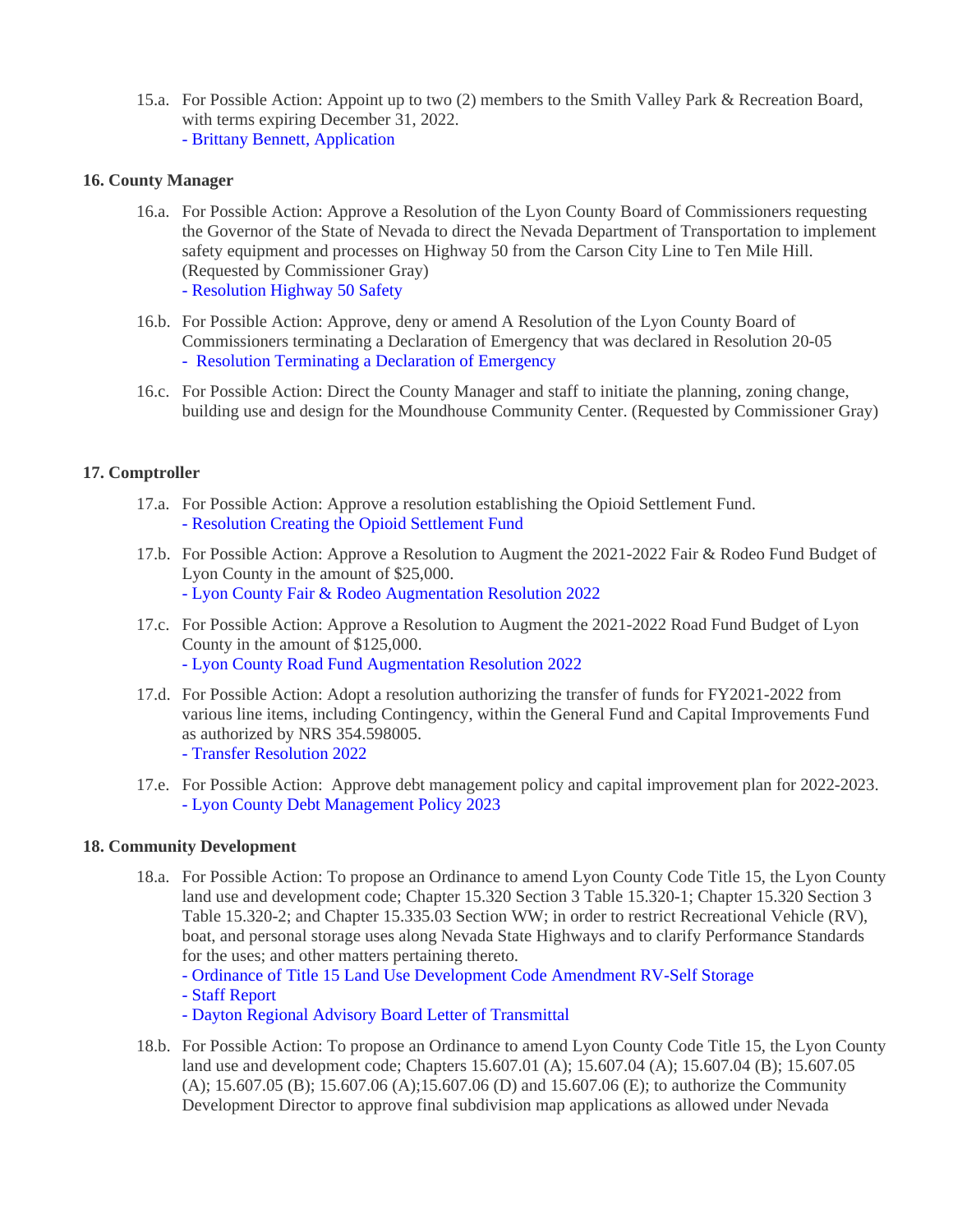15.a. For Possible Action: Appoint up to two (2) members to the Smith Valley Park & Recreation Board, with terms expiring December 31, 2022.
- Brittany Bennett, Application

**16. County Manager**

16.a. For Possible Action: Approve a Resolution of the Lyon County Board of Commissioners requesting the Governor of the State of Nevada to direct the Nevada Department of Transportation to implement safety equipment and processes on Highway 50 from the Carson City Line to Ten Mile Hill. (Requested by Commissioner Gray)
- Resolution Highway 50 Safety

16.b. For Possible Action: Approve, deny or amend A Resolution of the Lyon County Board of Commissioners terminating a Declaration of Emergency that was declared in Resolution 20-05
- Resolution Terminating a Declaration of Emergency

16.c. For Possible Action: Direct the County Manager and staff to initiate the planning, zoning change, building use and design for the Moundhouse Community Center. (Requested by Commissioner Gray)

**17. Comptroller**

17.a. For Possible Action: Approve a resolution establishing the Opioid Settlement Fund.
- Resolution Creating the Opioid Settlement Fund

17.b. For Possible Action: Approve a Resolution to Augment the 2021-2022 Fair & Rodeo Fund Budget of Lyon County in the amount of $25,000.
- Lyon County Fair & Rodeo Augmentation Resolution 2022

17.c. For Possible Action: Approve a Resolution to Augment the 2021-2022 Road Fund Budget of Lyon County in the amount of $125,000.
- Lyon County Road Fund Augmentation Resolution 2022

17.d. For Possible Action: Adopt a resolution authorizing the transfer of funds for FY2021-2022 from various line items, including Contingency, within the General Fund and Capital Improvements Fund as authorized by NRS 354.598005.
- Transfer Resolution 2022

17.e. For Possible Action: Approve debt management policy and capital improvement plan for 2022-2023.
- Lyon County Debt Management Policy 2023

**18. Community Development**

18.a. For Possible Action: To propose an Ordinance to amend Lyon County Code Title 15, the Lyon County land use and development code; Chapter 15.320 Section 3 Table 15.320-1; Chapter 15.320 Section 3 Table 15.320-2; and Chapter 15.335.03 Section WW; in order to restrict Recreational Vehicle (RV), boat, and personal storage uses along Nevada State Highways and to clarify Performance Standards for the uses; and other matters pertaining thereto.
- Ordinance of Title 15 Land Use Development Code Amendment RV-Self Storage
- Staff Report
- Dayton Regional Advisory Board Letter of Transmittal

18.b. For Possible Action: To propose an Ordinance to amend Lyon County Code Title 15, the Lyon County land use and development code; Chapters 15.607.01 (A); 15.607.04 (A); 15.607.04 (B); 15.607.05 (A); 15.607.05 (B); 15.607.06 (A);15.607.06 (D) and 15.607.06 (E); to authorize the Community Development Director to approve final subdivision map applications as allowed under Nevada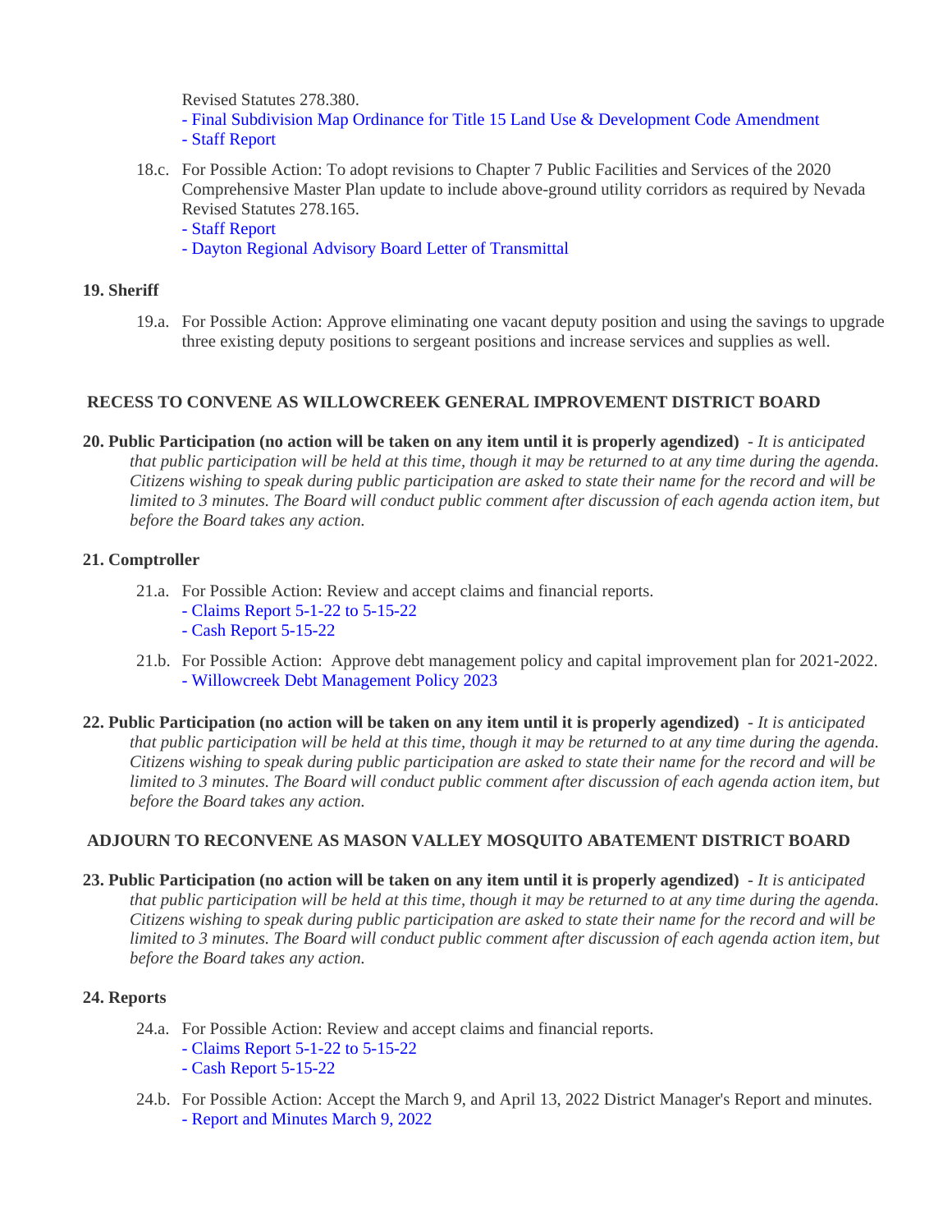Revised Statutes 278.380.
- Final Subdivision Map Ordinance for Title 15 Land Use & Development Code Amendment
- Staff Report

18.c. For Possible Action: To adopt revisions to Chapter 7 Public Facilities and Services of the 2020 Comprehensive Master Plan update to include above-ground utility corridors as required by Nevada Revised Statutes 278.165.
- Staff Report
- Dayton Regional Advisory Board Letter of Transmittal

**19. Sheriff**

19.a. For Possible Action: Approve eliminating one vacant deputy position and using the savings to upgrade three existing deputy positions to sergeant positions and increase services and supplies as well.

**RECESS TO CONVENE AS WILLOWCREEK GENERAL IMPROVEMENT DISTRICT BOARD**

**20. Public Participation (no action will be taken on any item until it is properly agendized)** - *It is anticipated that public participation will be held at this time, though it may be returned to at any time during the agenda. Citizens wishing to speak during public participation are asked to state their name for the record and will be limited to 3 minutes. The Board will conduct public comment after discussion of each agenda action item, but before the Board takes any action.*

**21. Comptroller**

21.a. For Possible Action: Review and accept claims and financial reports.
- Claims Report 5-1-22 to 5-15-22
- Cash Report 5-15-22

21.b. For Possible Action: Approve debt management policy and capital improvement plan for 2021-2022.
- Willowcreek Debt Management Policy 2023

**22. Public Participation (no action will be taken on any item until it is properly agendized)** - *It is anticipated that public participation will be held at this time, though it may be returned to at any time during the agenda. Citizens wishing to speak during public participation are asked to state their name for the record and will be limited to 3 minutes. The Board will conduct public comment after discussion of each agenda action item, but before the Board takes any action.*

**ADJOURN TO RECONVENE AS MASON VALLEY MOSQUITO ABATEMENT DISTRICT BOARD**

**23. Public Participation (no action will be taken on any item until it is properly agendized)** - *It is anticipated that public participation will be held at this time, though it may be returned to at any time during the agenda. Citizens wishing to speak during public participation are asked to state their name for the record and will be limited to 3 minutes. The Board will conduct public comment after discussion of each agenda action item, but before the Board takes any action.*

**24. Reports**

24.a. For Possible Action: Review and accept claims and financial reports.
- Claims Report 5-1-22 to 5-15-22
- Cash Report 5-15-22

24.b. For Possible Action: Accept the March 9, and April 13, 2022 District Manager's Report and minutes.
- Report and Minutes March 9, 2022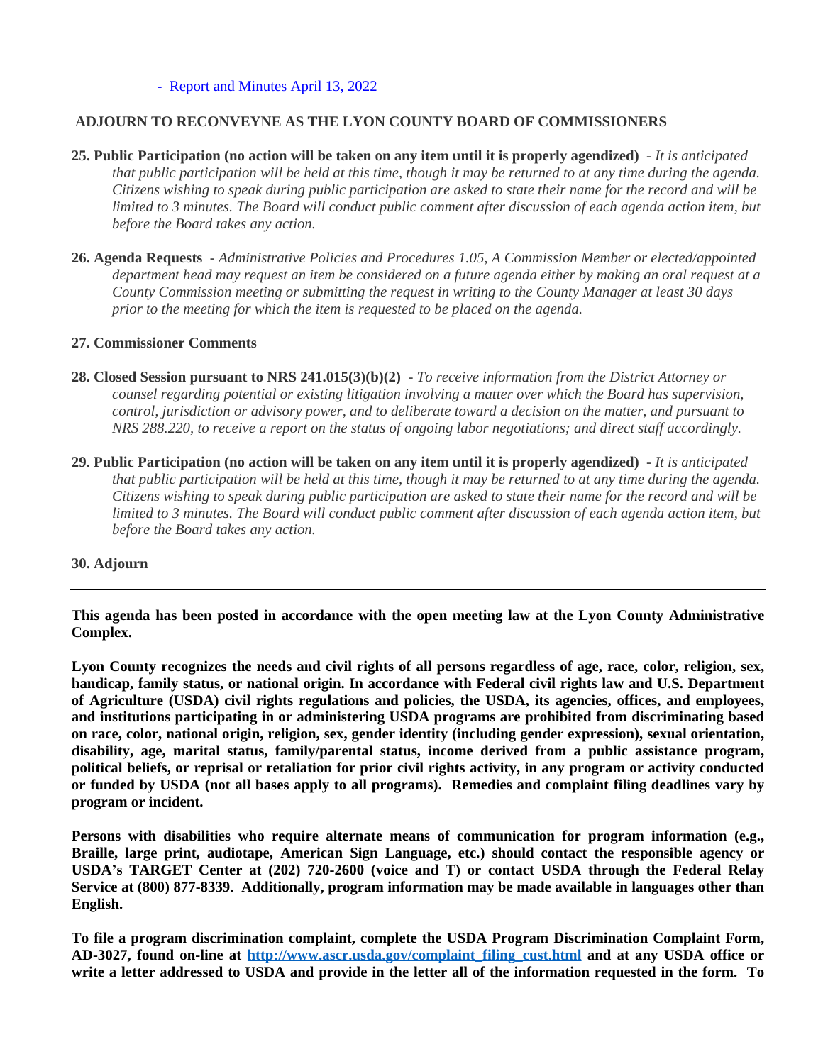- Report and Minutes April 13, 2022

**ADJOURN TO RECONVEYNE AS THE LYON COUNTY BOARD OF COMMISSIONERS**

**25. Public Participation (no action will be taken on any item until it is properly agendized)** - *It is anticipated that public participation will be held at this time, though it may be returned to at any time during the agenda. Citizens wishing to speak during public participation are asked to state their name for the record and will be limited to 3 minutes. The Board will conduct public comment after discussion of each agenda action item, but before the Board takes any action.*

**26. Agenda Requests** - *Administrative Policies and Procedures 1.05, A Commission Member or elected/appointed department head may request an item be considered on a future agenda either by making an oral request at a County Commission meeting or submitting the request in writing to the County Manager at least 30 days prior to the meeting for which the item is requested to be placed on the agenda.*

**27. Commissioner Comments**

**28. Closed Session pursuant to NRS 241.015(3)(b)(2)** - *To receive information from the District Attorney or counsel regarding potential or existing litigation involving a matter over which the Board has supervision, control, jurisdiction or advisory power, and to deliberate toward a decision on the matter, and pursuant to NRS 288.220, to receive a report on the status of ongoing labor negotiations; and direct staff accordingly.*

**29. Public Participation (no action will be taken on any item until it is properly agendized)** - *It is anticipated that public participation will be held at this time, though it may be returned to at any time during the agenda. Citizens wishing to speak during public participation are asked to state their name for the record and will be limited to 3 minutes. The Board will conduct public comment after discussion of each agenda action item, but before the Board takes any action.*

**30. Adjourn**

---

**This agenda has been posted in accordance with the open meeting law at the Lyon County Administrative Complex.**

**Lyon County recognizes the needs and civil rights of all persons regardless of age, race, color, religion, sex, handicap, family status, or national origin. In accordance with Federal civil rights law and U.S. Department of Agriculture (USDA) civil rights regulations and policies, the USDA, its agencies, offices, and employees, and institutions participating in or administering USDA programs are prohibited from discriminating based on race, color, national origin, religion, sex, gender identity (including gender expression), sexual orientation, disability, age, marital status, family/parental status, income derived from a public assistance program, political beliefs, or reprisal or retaliation for prior civil rights activity, in any program or activity conducted or funded by USDA (not all bases apply to all programs). Remedies and complaint filing deadlines vary by program or incident.**

**Persons with disabilities who require alternate means of communication for program information (e.g., Braille, large print, audiotape, American Sign Language, etc.) should contact the responsible agency or USDA's TARGET Center at (202) 720-2600 (voice and T) or contact USDA through the Federal Relay Service at (800) 877-8339. Additionally, program information may be made available in languages other than English.**

**To file a program discrimination complaint, complete the USDA Program Discrimination Complaint Form, AD-3027, found on-line at [http://www.ascr.usda.gov/complaint_filing_cust.html](http://www.ascr.usda.gov/complaint_filing_cust.html) and at any USDA office or write a letter addressed to USDA and provide in the letter all of the information requested in the form. To**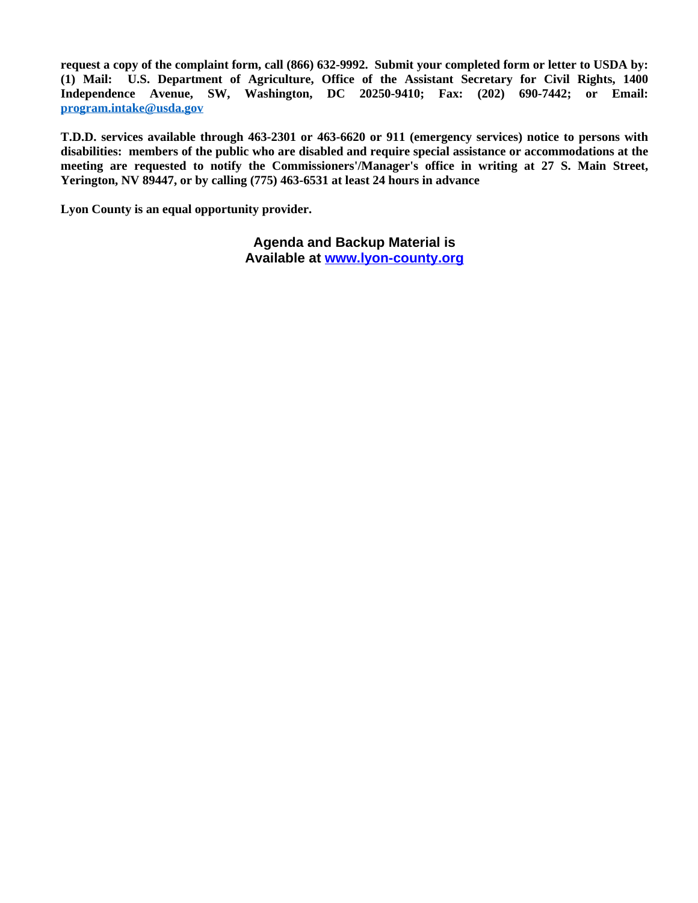**request a copy of the complaint form, call (866) 632-9992. Submit your completed form or letter to USDA by: (1) Mail: U.S. Department of Agriculture, Office of the Assistant Secretary for Civil Rights, 1400 Independence Avenue, SW, Washington, DC 20250-9410; Fax: (202) 690-7442; or Email: [program.intake@usda.gov](mailto:program.intake@usda.gov)**

**T.D.D. services available through 463-2301 or 463-6620 or 911 (emergency services) notice to persons with disabilities: members of the public who are disabled and require special assistance or accommodations at the meeting are requested to notify the Commissioners'/Manager's office in writing at 27 S. Main Street, Yerington, NV 89447, or by calling (775) 463-6531 at least 24 hours in advance**

**Lyon County is an equal opportunity provider.**

**Agenda and Backup Material is Available at [www.lyon-county.org](http://www.lyon-county.org)**